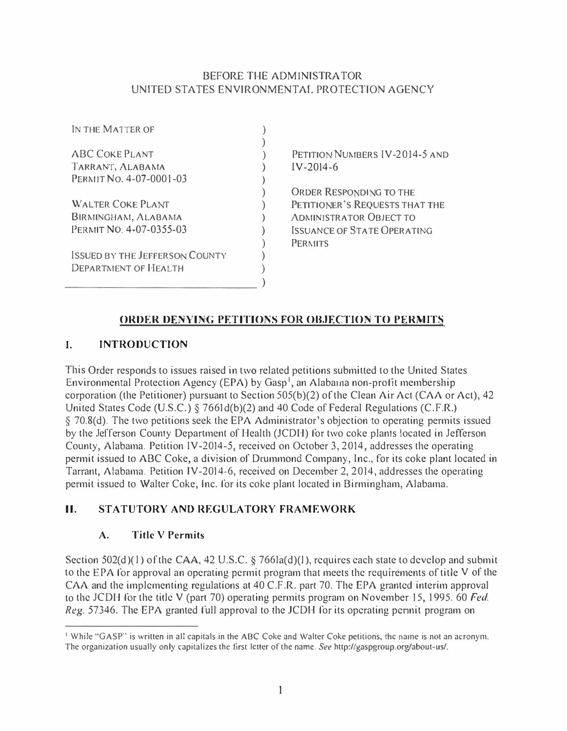BEFORE THE ADMINISTRATOR
UNITED STATES ENVIRONMENTAL PROTECTION AGENCY

| | |
|---|---|
| IN THE MATTER OF | |
| ABC COKE PLANT<br>TARRANT, ALABAMA<br>PERMIT NO. 4-07-0001-03 | PETITION NUMBERS IV-2014-5 AND IV-2014-6 |
| WALTER COKE PLANT<br>BIRMINGHAM, ALABAMA<br>PERMIT NO. 4-07-0355-03 | ORDER RESPONDING TO THE PETITIONER'S REQUESTS THAT THE ADMINISTRATOR OBJECT TO ISSUANCE OF STATE OPERATING PERMITS |
| ISSUED BY THE JEFFERSON COUNTY DEPARTMENT OF HEALTH | |

**ORDER DENYING PETITIONS FOR OBJECTION TO PERMITS**

## I. INTRODUCTION

This Order responds to issues raised in two related petitions submitted to the United States Environmental Protection Agency (EPA) by Gasp[1], an Alabama non-profit membership corporation (the Petitioner) pursuant to Section 505(b)(2) of the Clean Air Act (CAA or Act), 42 United States Code (U.S.C.) § 7661d(b)(2) and 40 Code of Federal Regulations (C.F.R.) § 70.8(d). The two petitions seek the EPA Administrator's objection to operating permits issued by the Jefferson County Department of Health (JCDH) for two coke plants located in Jefferson County, Alabama. Petition IV-2014-5, received on October 3, 2014, addresses the operating permit issued to ABC Coke, a division of Drummond Company, Inc., for its coke plant located in Tarrant, Alabama. Petition IV-2014-6, received on December 2, 2014, addresses the operating permit issued to Walter Coke, Inc. for its coke plant located in Birmingham, Alabama.

## II. STATUTORY AND REGULATORY FRAMEWORK

### A. Title V Permits

Section 502(d)(1) of the CAA, 42 U.S.C. § 7661a(d)(1), requires each state to develop and submit to the EPA for approval an operating permit program that meets the requirements of title V of the CAA and the implementing regulations at 40 C.F.R. part 70. The EPA granted interim approval to the JCDH for the title V (part 70) operating permits program on November 15, 1995. 60 *Fed. Reg.* 57346. The EPA granted full approval to the JCDH for its operating permit program on

[1] While "GASP" is written in all capitals in the ABC Coke and Walter Coke petitions, the name is not an acronym. The organization usually only capitalizes the first letter of the name. *See* http://gaspgroup.org/about-us/.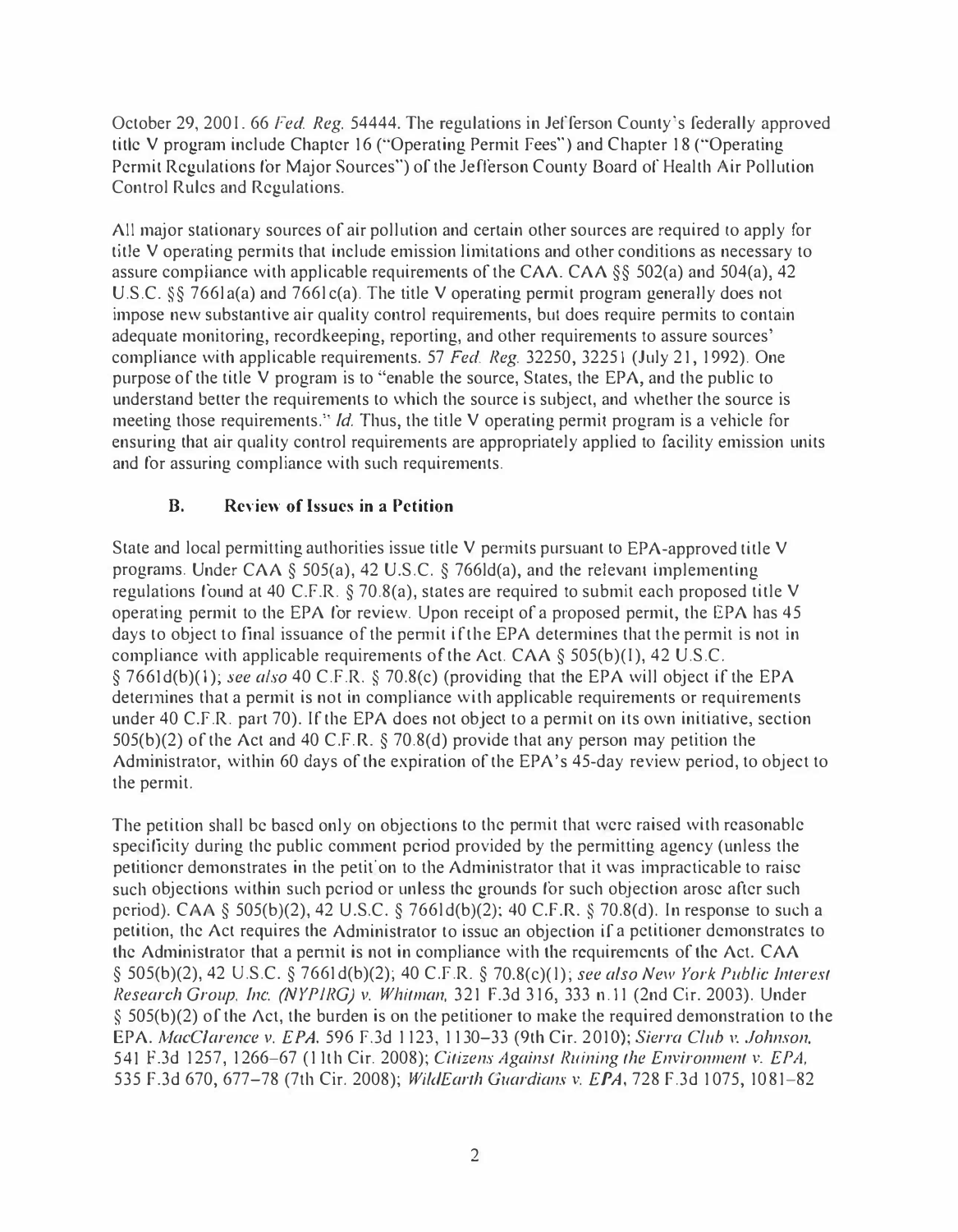October 29, 2001. 66 *Fed. Reg.* 54444. The regulations in Jefferson County's federally approved title V program include Chapter 16 ("Operating Permit Fees") and Chapter 18 ("Operating Permit Regulations for Major Sources") of the Jefferson County Board of Health Air Pollution Control Rules and Regulations.

All major stationary sources of air pollution and certain other sources are required to apply for title V operating permits that include emission limitations and other conditions as necessary to assure compliance with applicable requirements of the CAA. CAA §§ 502(a) and 504(a), 42 U.S.C. §§ 7661a(a) and 7661c(a). The title V operating permit program generally does not impose new substantive air quality control requirements, but does require permits to contain adequate monitoring, recordkeeping, reporting, and other requirements to assure sources' compliance with applicable requirements. 57 *Fed. Reg.* 32250, 32251 (July 21, 1992). One purpose of the title V program is to "enable the source, States, the EPA, and the public to understand better the requirements to which the source is subject, and whether the source is meeting those requirements." *Id.* Thus, the title V operating permit program is a vehicle for ensuring that air quality control requirements are appropriately applied to facility emission units and for assuring compliance with such requirements.

### B. Review of Issues in a Petition

State and local permitting authorities issue title V permits pursuant to EPA-approved title V programs. Under CAA § 505(a), 42 U.S.C. § 7661d(a), and the relevant implementing regulations found at 40 C.F.R. § 70.8(a), states are required to submit each proposed title V operating permit to the EPA for review. Upon receipt of a proposed permit, the EPA has 45 days to object to final issuance of the permit if the EPA determines that the permit is not in compliance with applicable requirements of the Act. CAA § 505(b)(1), 42 U.S.C. § 7661d(b)(1); *see also* 40 C.F.R. § 70.8(c) (providing that the EPA will object if the EPA determines that a permit is not in compliance with applicable requirements or requirements under 40 C.F.R. part 70). If the EPA does not object to a permit on its own initiative, section 505(b)(2) of the Act and 40 C.F.R. § 70.8(d) provide that any person may petition the Administrator, within 60 days of the expiration of the EPA's 45-day review period, to object to the permit.

The petition shall be based only on objections to the permit that were raised with reasonable specificity during the public comment period provided by the permitting agency (unless the petitioner demonstrates in the petition to the Administrator that it was impracticable to raise such objections within such period or unless the grounds for such objection arose after such period). CAA § 505(b)(2), 42 U.S.C. § 7661d(b)(2); 40 C.F.R. § 70.8(d). In response to such a petition, the Act requires the Administrator to issue an objection if a petitioner demonstrates to the Administrator that a permit is not in compliance with the requirements of the Act. CAA § 505(b)(2), 42 U.S.C. § 7661d(b)(2); 40 C.F.R. § 70.8(c)(1); *see also New York Public Interest Research Group, Inc. (NYPIRG) v. Whitman*, 321 F.3d 316, 333 n.11 (2nd Cir. 2003). Under § 505(b)(2) of the Act, the burden is on the petitioner to make the required demonstration to the EPA. *MacClarence v. EPA*, 596 F.3d 1123, 1130–33 (9th Cir. 2010); *Sierra Club v. Johnson*, 541 F.3d 1257, 1266–67 (11th Cir. 2008); *Citizens Against Ruining the Environment v. EPA*, 535 F.3d 670, 677–78 (7th Cir. 2008); *WildEarth Guardians v. EPA*, 728 F.3d 1075, 1081–82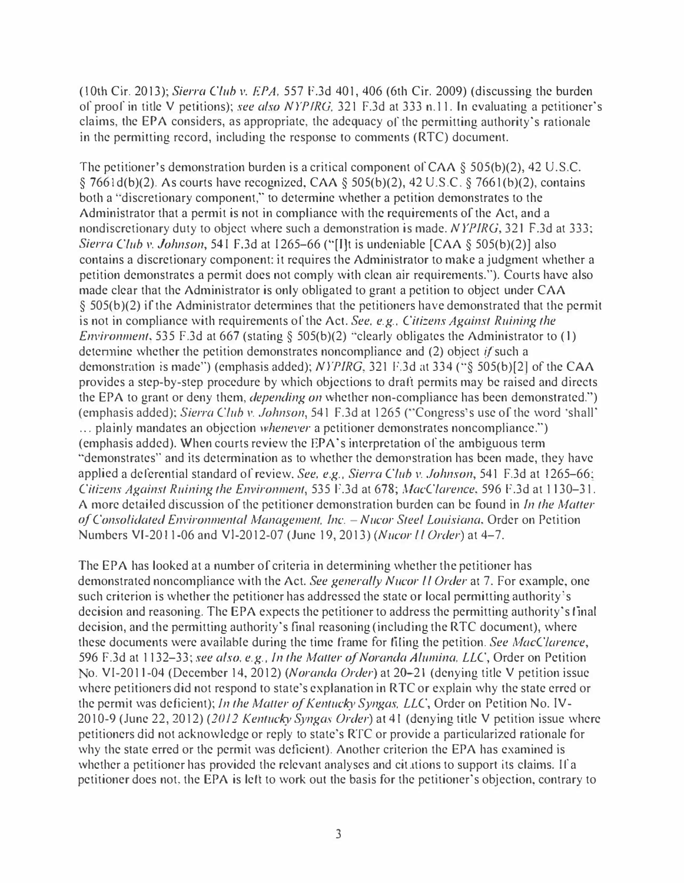(10th Cir. 2013); *Sierra Club v. EPA*, 557 F.3d 401, 406 (6th Cir. 2009) (discussing the burden of proof in title V petitions); *see also NYPIRG*, 321 F.3d at 333 n.11. In evaluating a petitioner's claims, the EPA considers, as appropriate, the adequacy of the permitting authority's rationale in the permitting record, including the response to comments (RTC) document.

The petitioner's demonstration burden is a critical component of CAA § 505(b)(2), 42 U.S.C. § 7661d(b)(2). As courts have recognized, CAA § 505(b)(2), 42 U.S.C. § 7661(b)(2), contains both a "discretionary component," to determine whether a petition demonstrates to the Administrator that a permit is not in compliance with the requirements of the Act, and a nondiscretionary duty to object where such a demonstration is made. *NYPIRG*, 321 F.3d at 333; *Sierra Club v. Johnson*, 541 F.3d at 1265–66 ("[I]t is undeniable [CAA § 505(b)(2)] also contains a discretionary component: it requires the Administrator to make a judgment whether a petition demonstrates a permit does not comply with clean air requirements."). Courts have also made clear that the Administrator is only obligated to grant a petition to object under CAA § 505(b)(2) if the Administrator determines that the petitioners have demonstrated that the permit is not in compliance with requirements of the Act. *See, e.g., Citizens Against Ruining the Environment*, 535 F.3d at 667 (stating § 505(b)(2) "clearly obligates the Administrator to (1) determine whether the petition demonstrates noncompliance and (2) object *if* such a demonstration is made") (emphasis added); *NYPIRG*, 321 F.3d at 334 ("§ 505(b)[2] of the CAA provides a step-by-step procedure by which objections to draft permits may be raised and directs the EPA to grant or deny them, *depending on* whether non-compliance has been demonstrated.") (emphasis added); *Sierra Club v. Johnson*, 541 F.3d at 1265 ("Congress's use of the word 'shall' ... plainly mandates an objection *whenever* a petitioner demonstrates noncompliance.") (emphasis added). When courts review the EPA's interpretation of the ambiguous term "demonstrates" and its determination as to whether the demonstration has been made, they have applied a deferential standard of review. *See, e.g., Sierra Club v. Johnson*, 541 F.3d at 1265–66; *Citizens Against Ruining the Environment*, 535 F.3d at 678; *MacClarence*, 596 F.3d at 1130–31. A more detailed discussion of the petitioner demonstration burden can be found in *In the Matter of Consolidated Environmental Management, Inc. – Nucor Steel Louisiana*, Order on Petition Numbers VI-2011-06 and VI-2012-07 (June 19, 2013) (*Nucor II Order*) at 4–7.

The EPA has looked at a number of criteria in determining whether the petitioner has demonstrated noncompliance with the Act. *See generally Nucor II Order* at 7. For example, one such criterion is whether the petitioner has addressed the state or local permitting authority's decision and reasoning. The EPA expects the petitioner to address the permitting authority's final decision, and the permitting authority's final reasoning (including the RTC document), where these documents were available during the time frame for filing the petition. *See MacClarence*, 596 F.3d at 1132–33; *see also, e.g., In the Matter of Noranda Alumina, LLC*, Order on Petition No. VI-2011-04 (December 14, 2012) (*Noranda Order*) at 20–21 (denying title V petition issue where petitioners did not respond to state's explanation in RTC or explain why the state erred or the permit was deficient); *In the Matter of Kentucky Syngas, LLC*, Order on Petition No. IV-2010-9 (June 22, 2012) (*2012 Kentucky Syngas Order*) at 41 (denying title V petition issue where petitioners did not acknowledge or reply to state's RTC or provide a particularized rationale for why the state erred or the permit was deficient). Another criterion the EPA has examined is whether a petitioner has provided the relevant analyses and citations to support its claims. If a petitioner does not, the EPA is left to work out the basis for the petitioner's objection, contrary to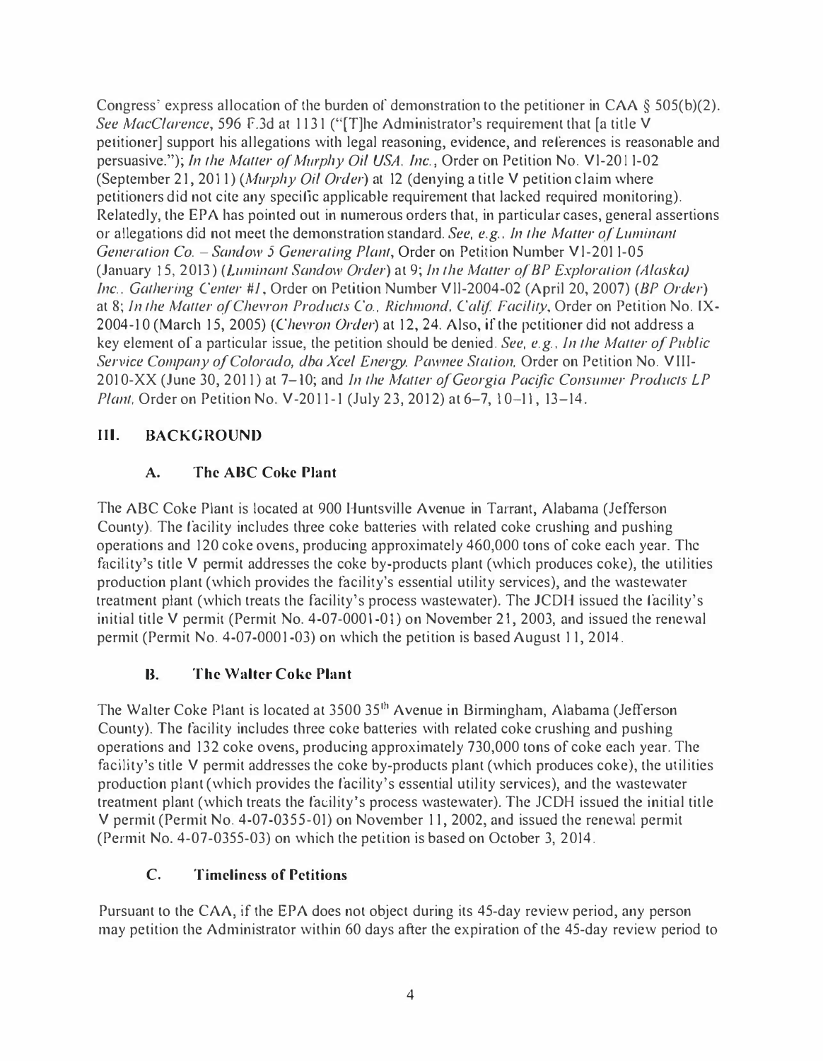Congress' express allocation of the burden of demonstration to the petitioner in CAA § 505(b)(2). *See MacClarence*, 596 F.3d at 1131 ("[T]he Administrator's requirement that [a title V petitioner] support his allegations with legal reasoning, evidence, and references is reasonable and persuasive."); *In the Matter of Murphy Oil USA, Inc.*, Order on Petition No. VI-2011-02 (September 21, 2011) (*Murphy Oil Order*) at 12 (denying a title V petition claim where petitioners did not cite any specific applicable requirement that lacked required monitoring). Relatedly, the EPA has pointed out in numerous orders that, in particular cases, general assertions or allegations did not meet the demonstration standard. *See, e.g., In the Matter of Luminant Generation Co. – Sandow 5 Generating Plant*, Order on Petition Number VI-2011-05 (January 15, 2013) (*Luminant Sandow Order*) at 9; *In the Matter of BP Exploration (Alaska) Inc., Gathering Center #1*, Order on Petition Number VII-2004-02 (April 20, 2007) (*BP Order*) at 8; *In the Matter of Chevron Products Co., Richmond, Calif. Facility*, Order on Petition No. IX-2004-10 (March 15, 2005) (*Chevron Order*) at 12, 24. Also, if the petitioner did not address a key element of a particular issue, the petition should be denied. *See, e.g., In the Matter of Public Service Company of Colorado, dba Xcel Energy, Pawnee Station*, Order on Petition No. VIII-2010-XX (June 30, 2011) at 7–10; and *In the Matter of Georgia Pacific Consumer Products LP Plant*, Order on Petition No. V-2011-1 (July 23, 2012) at 6–7, 10–11, 13–14.

## III. BACKGROUND

### A. The ABC Coke Plant

The ABC Coke Plant is located at 900 Huntsville Avenue in Tarrant, Alabama (Jefferson County). The facility includes three coke batteries with related coke crushing and pushing operations and 120 coke ovens, producing approximately 460,000 tons of coke each year. The facility's title V permit addresses the coke by-products plant (which produces coke), the utilities production plant (which provides the facility's essential utility services), and the wastewater treatment plant (which treats the facility's process wastewater). The JCDH issued the facility's initial title V permit (Permit No. 4-07-0001-01) on November 21, 2003, and issued the renewal permit (Permit No. 4-07-0001-03) on which the petition is based August 11, 2014.

### B. The Walter Coke Plant

The Walter Coke Plant is located at 3500 35[th] Avenue in Birmingham, Alabama (Jefferson County). The facility includes three coke batteries with related coke crushing and pushing operations and 132 coke ovens, producing approximately 730,000 tons of coke each year. The facility's title V permit addresses the coke by-products plant (which produces coke), the utilities production plant (which provides the facility's essential utility services), and the wastewater treatment plant (which treats the facility's process wastewater). The JCDH issued the initial title V permit (Permit No. 4-07-0355-01) on November 11, 2002, and issued the renewal permit (Permit No. 4-07-0355-03) on which the petition is based on October 3, 2014.

### C. Timeliness of Petitions

Pursuant to the CAA, if the EPA does not object during its 45-day review period, any person may petition the Administrator within 60 days after the expiration of the 45-day review period to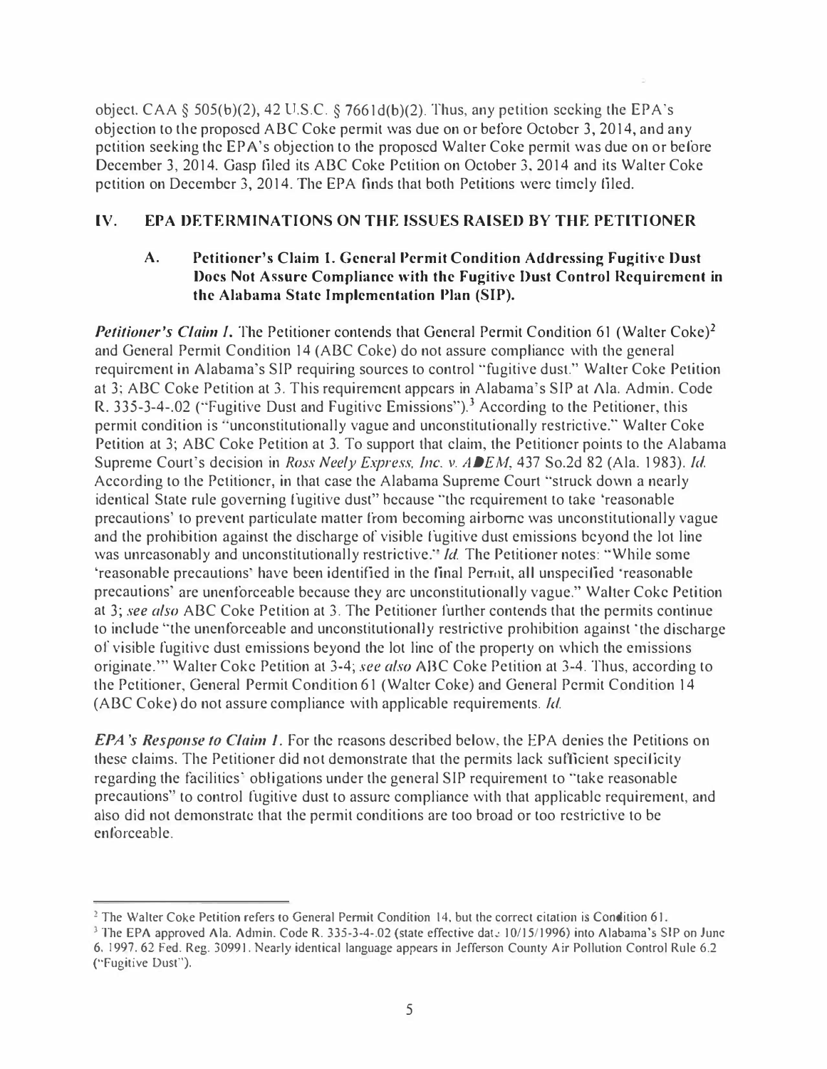object. CAA § 505(b)(2), 42 U.S.C. § 7661d(b)(2). Thus, any petition seeking the EPA's objection to the proposed ABC Coke permit was due on or before October 3, 2014, and any petition seeking the EPA's objection to the proposed Walter Coke permit was due on or before December 3, 2014. Gasp filed its ABC Coke Petition on October 3, 2014 and its Walter Coke petition on December 3, 2014. The EPA finds that both Petitions were timely filed.

## IV. EPA DETERMINATIONS ON THE ISSUES RAISED BY THE PETITIONER

### A. Petitioner's Claim 1. General Permit Condition Addressing Fugitive Dust Does Not Assure Compliance with the Fugitive Dust Control Requirement in the Alabama State Implementation Plan (SIP).

***Petitioner's Claim 1.*** The Petitioner contends that General Permit Condition 61 (Walter Coke)[2] and General Permit Condition 14 (ABC Coke) do not assure compliance with the general requirement in Alabama's SIP requiring sources to control "fugitive dust." Walter Coke Petition at 3; ABC Coke Petition at 3. This requirement appears in Alabama's SIP at Ala. Admin. Code R. 335-3-4-.02 ("Fugitive Dust and Fugitive Emissions").[3] According to the Petitioner, this permit condition is "unconstitutionally vague and unconstitutionally restrictive." Walter Coke Petition at 3; ABC Coke Petition at 3. To support that claim, the Petitioner points to the Alabama Supreme Court's decision in *Ross Neely Express, Inc. v. ADEM*, 437 So.2d 82 (Ala. 1983). *Id.* According to the Petitioner, in that case the Alabama Supreme Court "struck down a nearly identical State rule governing fugitive dust" because "the requirement to take 'reasonable precautions' to prevent particulate matter from becoming airborne was unconstitutionally vague and the prohibition against the discharge of visible fugitive dust emissions beyond the lot line was unreasonably and unconstitutionally restrictive." *Id.* The Petitioner notes: "While some 'reasonable precautions' have been identified in the final Permit, all unspecified 'reasonable precautions' are unenforceable because they are unconstitutionally vague." Walter Coke Petition at 3; *see also* ABC Coke Petition at 3. The Petitioner further contends that the permits continue to include "the unenforceable and unconstitutionally restrictive prohibition against 'the discharge of visible fugitive dust emissions beyond the lot line of the property on which the emissions originate.'" Walter Coke Petition at 3-4; *see also* ABC Coke Petition at 3-4. Thus, according to the Petitioner, General Permit Condition 61 (Walter Coke) and General Permit Condition 14 (ABC Coke) do not assure compliance with applicable requirements. *Id.*

***EPA's Response to Claim 1.*** For the reasons described below, the EPA denies the Petitions on these claims. The Petitioner did not demonstrate that the permits lack sufficient specificity regarding the facilities' obligations under the general SIP requirement to "take reasonable precautions" to control fugitive dust to assure compliance with that applicable requirement, and also did not demonstrate that the permit conditions are too broad or too restrictive to be enforceable.

---

[2] The Walter Coke Petition refers to General Permit Condition 14, but the correct citation is Condition 61.

[3] The EPA approved Ala. Admin. Code R. 335-3-4-.02 (state effective date 10/15/1996) into Alabama's SIP on June 6, 1997. 62 Fed. Reg. 30991. Nearly identical language appears in Jefferson County Air Pollution Control Rule 6.2 ("Fugitive Dust").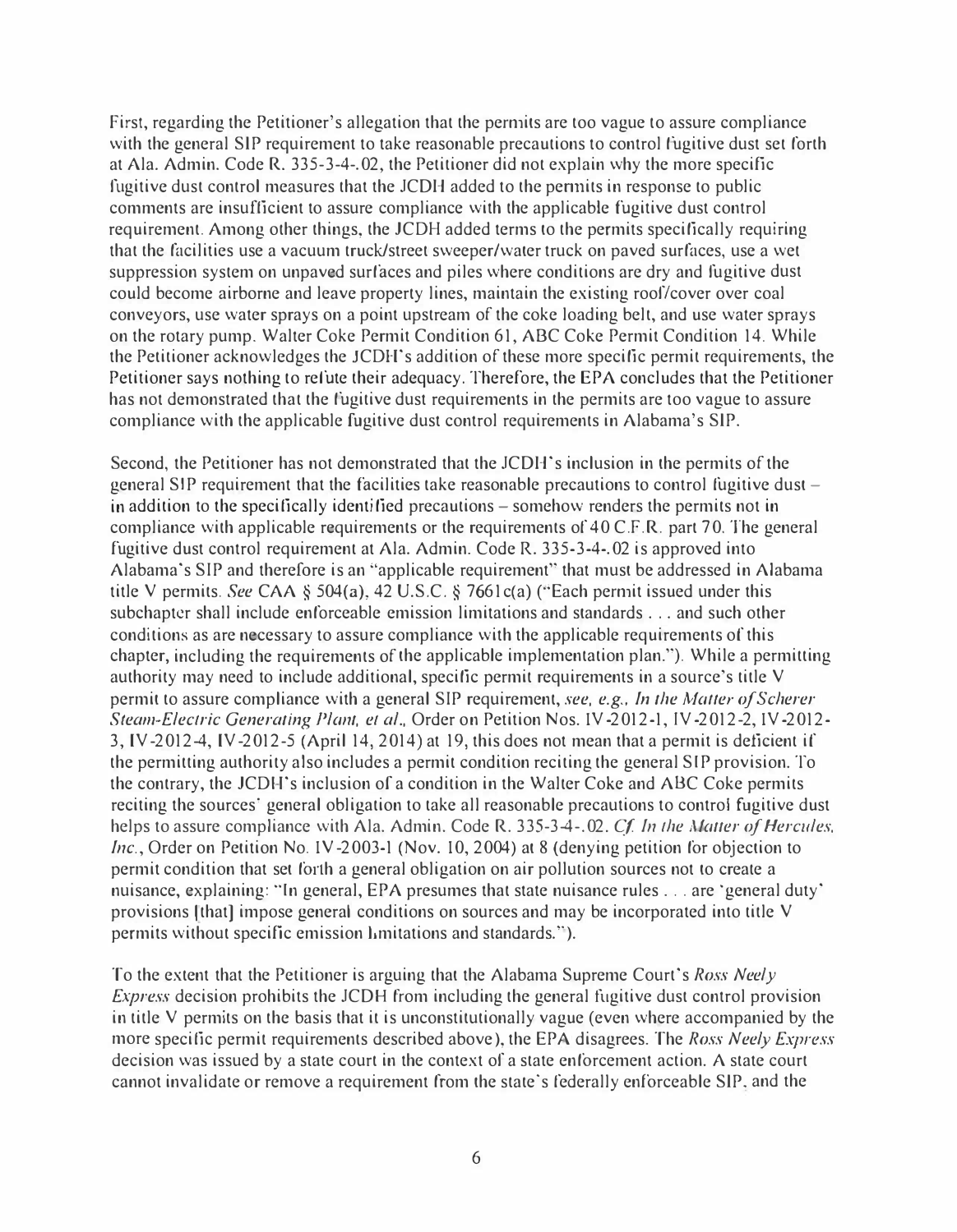First, regarding the Petitioner's allegation that the permits are too vague to assure compliance with the general SIP requirement to take reasonable precautions to control fugitive dust set forth at Ala. Admin. Code R. 335-3-4-.02, the Petitioner did not explain why the more specific fugitive dust control measures that the JCDH added to the permits in response to public comments are insufficient to assure compliance with the applicable fugitive dust control requirement. Among other things, the JCDH added terms to the permits specifically requiring that the facilities use a vacuum truck/street sweeper/water truck on paved surfaces, use a wet suppression system on unpaved surfaces and piles where conditions are dry and fugitive dust could become airborne and leave property lines, maintain the existing roof/cover over coal conveyors, use water sprays on a point upstream of the coke loading belt, and use water sprays on the rotary pump. Walter Coke Permit Condition 61, ABC Coke Permit Condition 14. While the Petitioner acknowledges the JCDH's addition of these more specific permit requirements, the Petitioner says nothing to refute their adequacy. Therefore, the EPA concludes that the Petitioner has not demonstrated that the fugitive dust requirements in the permits are too vague to assure compliance with the applicable fugitive dust control requirements in Alabama's SIP.

Second, the Petitioner has not demonstrated that the JCDH's inclusion in the permits of the general SIP requirement that the facilities take reasonable precautions to control fugitive dust – in addition to the specifically identified precautions – somehow renders the permits not in compliance with applicable requirements or the requirements of 40 C.F.R. part 70. The general fugitive dust control requirement at Ala. Admin. Code R. 335-3-4-.02 is approved into Alabama's SIP and therefore is an "applicable requirement" that must be addressed in Alabama title V permits. *See* CAA § 504(a), 42 U.S.C. § 7661c(a) ("Each permit issued under this subchapter shall include enforceable emission limitations and standards . . . and such other conditions as are necessary to assure compliance with the applicable requirements of this chapter, including the requirements of the applicable implementation plan."). While a permitting authority may need to include additional, specific permit requirements in a source's title V permit to assure compliance with a general SIP requirement, *see, e.g., In the Matter of Scherer Steam-Electric Generating Plant, et al.*, Order on Petition Nos. IV-2012-1, IV-2012-2, IV-2012-3, IV-2012-4, IV-2012-5 (April 14, 2014) at 19, this does not mean that a permit is deficient if the permitting authority also includes a permit condition reciting the general SIP provision. To the contrary, the JCDH's inclusion of a condition in the Walter Coke and ABC Coke permits reciting the sources' general obligation to take all reasonable precautions to control fugitive dust helps to assure compliance with Ala. Admin. Code R. 335-3-4-.02. *Cf. In the Matter of Hercules, Inc.*, Order on Petition No. IV-2003-1 (Nov. 10, 2004) at 8 (denying petition for objection to permit condition that set forth a general obligation on air pollution sources not to create a nuisance, explaining: "In general, EPA presumes that state nuisance rules . . . are 'general duty' provisions [that] impose general conditions on sources and may be incorporated into title V permits without specific emission limitations and standards.").

To the extent that the Petitioner is arguing that the Alabama Supreme Court's *Ross Neely Express* decision prohibits the JCDH from including the general fugitive dust control provision in title V permits on the basis that it is unconstitutionally vague (even where accompanied by the more specific permit requirements described above), the EPA disagrees. The *Ross Neely Express* decision was issued by a state court in the context of a state enforcement action. A state court cannot invalidate or remove a requirement from the state's federally enforceable SIP, and the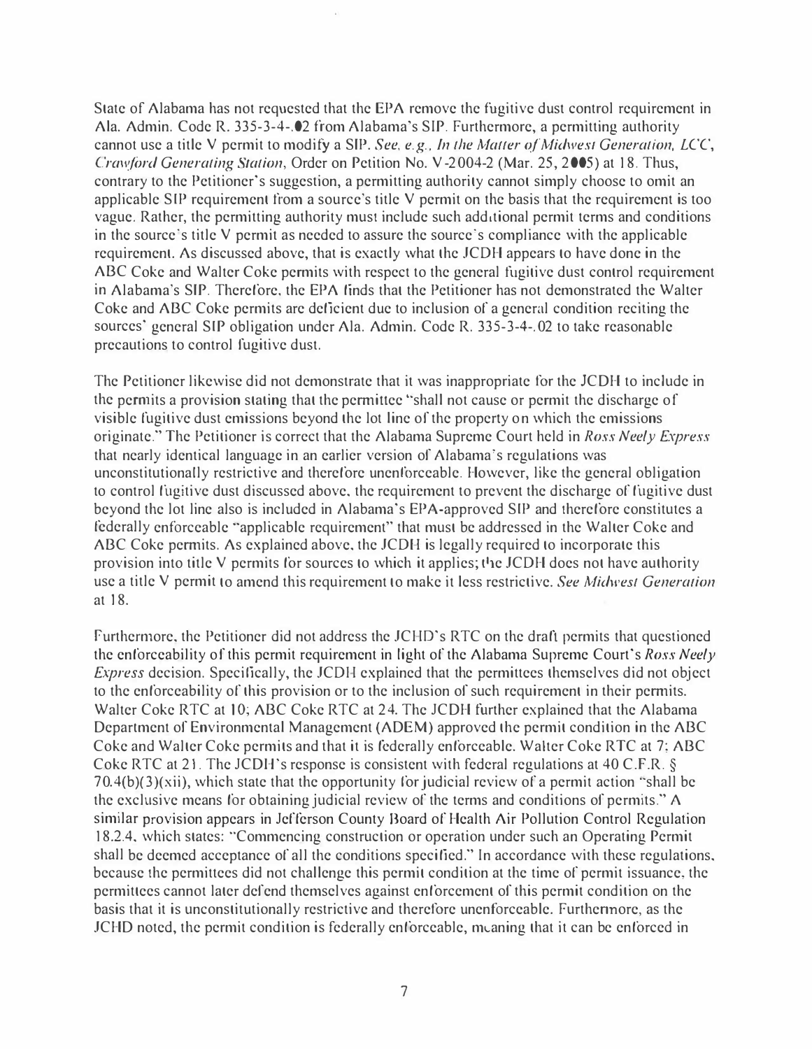State of Alabama has not requested that the EPA remove the fugitive dust control requirement in Ala. Admin. Code R. 335-3-4-.02 from Alabama's SIP. Furthermore, a permitting authority cannot use a title V permit to modify a SIP. *See, e.g., In the Matter of Midwest Generation, LCC, Crawford Generating Station*, Order on Petition No. V-2004-2 (Mar. 25, 2005) at 18. Thus, contrary to the Petitioner's suggestion, a permitting authority cannot simply choose to omit an applicable SIP requirement from a source's title V permit on the basis that the requirement is too vague. Rather, the permitting authority must include such additional permit terms and conditions in the source's title V permit as needed to assure the source's compliance with the applicable requirement. As discussed above, that is exactly what the JCDH appears to have done in the ABC Coke and Walter Coke permits with respect to the general fugitive dust control requirement in Alabama's SIP. Therefore, the EPA finds that the Petitioner has not demonstrated the Walter Coke and ABC Coke permits are deficient due to inclusion of a general condition reciting the sources' general SIP obligation under Ala. Admin. Code R. 335-3-4-.02 to take reasonable precautions to control fugitive dust.

The Petitioner likewise did not demonstrate that it was inappropriate for the JCDH to include in the permits a provision stating that the permittee "shall not cause or permit the discharge of visible fugitive dust emissions beyond the lot line of the property on which the emissions originate." The Petitioner is correct that the Alabama Supreme Court held in *Ross Neely Express* that nearly identical language in an earlier version of Alabama's regulations was unconstitutionally restrictive and therefore unenforceable. However, like the general obligation to control fugitive dust discussed above, the requirement to prevent the discharge of fugitive dust beyond the lot line also is included in Alabama's EPA-approved SIP and therefore constitutes a federally enforceable "applicable requirement" that must be addressed in the Walter Coke and ABC Coke permits. As explained above, the JCDH is legally required to incorporate this provision into title V permits for sources to which it applies; the JCDH does not have authority use a title V permit to amend this requirement to make it less restrictive. *See Midwest Generation* at 18.

Furthermore, the Petitioner did not address the JCHD's RTC on the draft permits that questioned the enforceability of this permit requirement in light of the Alabama Supreme Court's *Ross Neely Express* decision. Specifically, the JCDH explained that the permittees themselves did not object to the enforceability of this provision or to the inclusion of such requirement in their permits. Walter Coke RTC at 10; ABC Coke RTC at 24. The JCDH further explained that the Alabama Department of Environmental Management (ADEM) approved the permit condition in the ABC Coke and Walter Coke permits and that it is federally enforceable. Walter Coke RTC at 7; ABC Coke RTC at 21. The JCDH's response is consistent with federal regulations at 40 C.F.R. § 70.4(b)(3)(xii), which state that the opportunity for judicial review of a permit action "shall be the exclusive means for obtaining judicial review of the terms and conditions of permits." A similar provision appears in Jefferson County Board of Health Air Pollution Control Regulation 18.2.4, which states: "Commencing construction or operation under such an Operating Permit shall be deemed acceptance of all the conditions specified." In accordance with these regulations, because the permittees did not challenge this permit condition at the time of permit issuance, the permittees cannot later defend themselves against enforcement of this permit condition on the basis that it is unconstitutionally restrictive and therefore unenforceable. Furthermore, as the JCHD noted, the permit condition is federally enforceable, meaning that it can be enforced in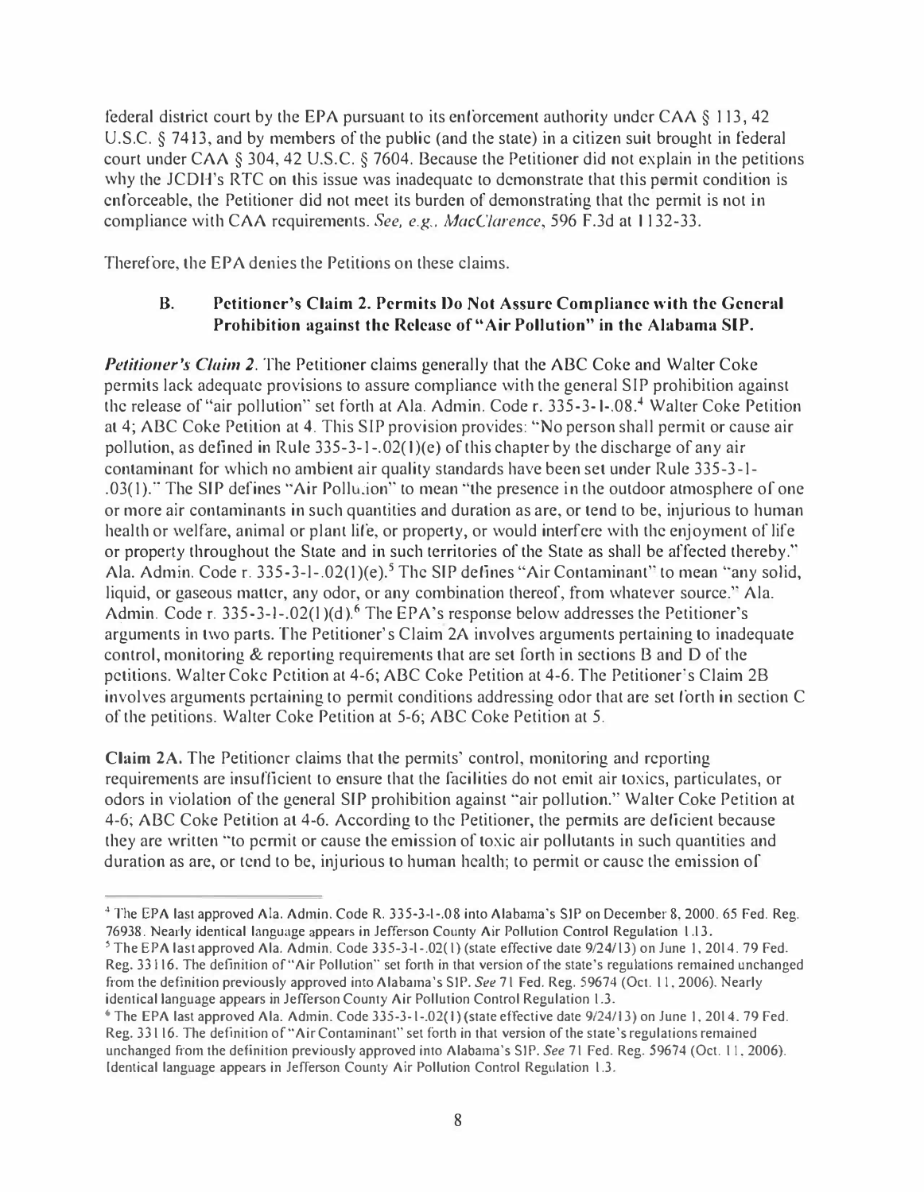federal district court by the EPA pursuant to its enforcement authority under CAA § 113, 42 U.S.C. § 7413, and by members of the public (and the state) in a citizen suit brought in federal court under CAA § 304, 42 U.S.C. § 7604. Because the Petitioner did not explain in the petitions why the JCDH's RTC on this issue was inadequate to demonstrate that this permit condition is enforceable, the Petitioner did not meet its burden of demonstrating that the permit is not in compliance with CAA requirements. *See, e.g., MacClarence*, 596 F.3d at 1132-33.

Therefore, the EPA denies the Petitions on these claims.

### B. Petitioner's Claim 2. Permits Do Not Assure Compliance with the General Prohibition against the Release of "Air Pollution" in the Alabama SIP.

***Petitioner's Claim 2.*** The Petitioner claims generally that the ABC Coke and Walter Coke permits lack adequate provisions to assure compliance with the general SIP prohibition against the release of "air pollution" set forth at Ala. Admin. Code r. 335-3-1-.08.[4] Walter Coke Petition at 4; ABC Coke Petition at 4. This SIP provision provides: "No person shall permit or cause air pollution, as defined in Rule 335-3-1-.02(1)(e) of this chapter by the discharge of any air contaminant for which no ambient air quality standards have been set under Rule 335-3-1-.03(1)." The SIP defines "Air Pollution" to mean "the presence in the outdoor atmosphere of one or more air contaminants in such quantities and duration as are, or tend to be, injurious to human health or welfare, animal or plant life, or property, or would interfere with the enjoyment of life or property throughout the State and in such territories of the State as shall be affected thereby." Ala. Admin. Code r. 335-3-1-.02(1)(e).[5] The SIP defines "Air Contaminant" to mean "any solid, liquid, or gaseous matter, any odor, or any combination thereof, from whatever source." Ala. Admin. Code r. 335-3-1-.02(1)(d).[6] The EPA's response below addresses the Petitioner's arguments in two parts. The Petitioner's Claim 2A involves arguments pertaining to inadequate control, monitoring & reporting requirements that are set forth in sections B and D of the petitions. Walter Coke Petition at 4-6; ABC Coke Petition at 4-6. The Petitioner's Claim 2B involves arguments pertaining to permit conditions addressing odor that are set forth in section C of the petitions. Walter Coke Petition at 5-6; ABC Coke Petition at 5.

**Claim 2A.** The Petitioner claims that the permits' control, monitoring and reporting requirements are insufficient to ensure that the facilities do not emit air toxics, particulates, or odors in violation of the general SIP prohibition against "air pollution." Walter Coke Petition at 4-6; ABC Coke Petition at 4-6. According to the Petitioner, the permits are deficient because they are written "to permit or cause the emission of toxic air pollutants in such quantities and duration as are, or tend to be, injurious to human health; to permit or cause the emission of

---

[4] The EPA last approved Ala. Admin. Code R. 335-3-1-.08 into Alabama's SIP on December 8, 2000. 65 Fed. Reg. 76938. Nearly identical language appears in Jefferson County Air Pollution Control Regulation 1.13.

[5] The EPA last approved Ala. Admin. Code 335-3-1-.02(1) (state effective date 9/24/13) on June 1, 2014. 79 Fed. Reg. 33116. The definition of "Air Pollution" set forth in that version of the state's regulations remained unchanged from the definition previously approved into Alabama's SIP. *See* 71 Fed. Reg. 59674 (Oct. 11, 2006). Nearly identical language appears in Jefferson County Air Pollution Control Regulation 1.3.

[6] The EPA last approved Ala. Admin. Code 335-3-1-.02(1) (state effective date 9/24/13) on June 1, 2014. 79 Fed. Reg. 33116. The definition of "Air Contaminant" set forth in that version of the state's regulations remained unchanged from the definition previously approved into Alabama's SIP. *See* 71 Fed. Reg. 59674 (Oct. 11, 2006). Identical language appears in Jefferson County Air Pollution Control Regulation 1.3.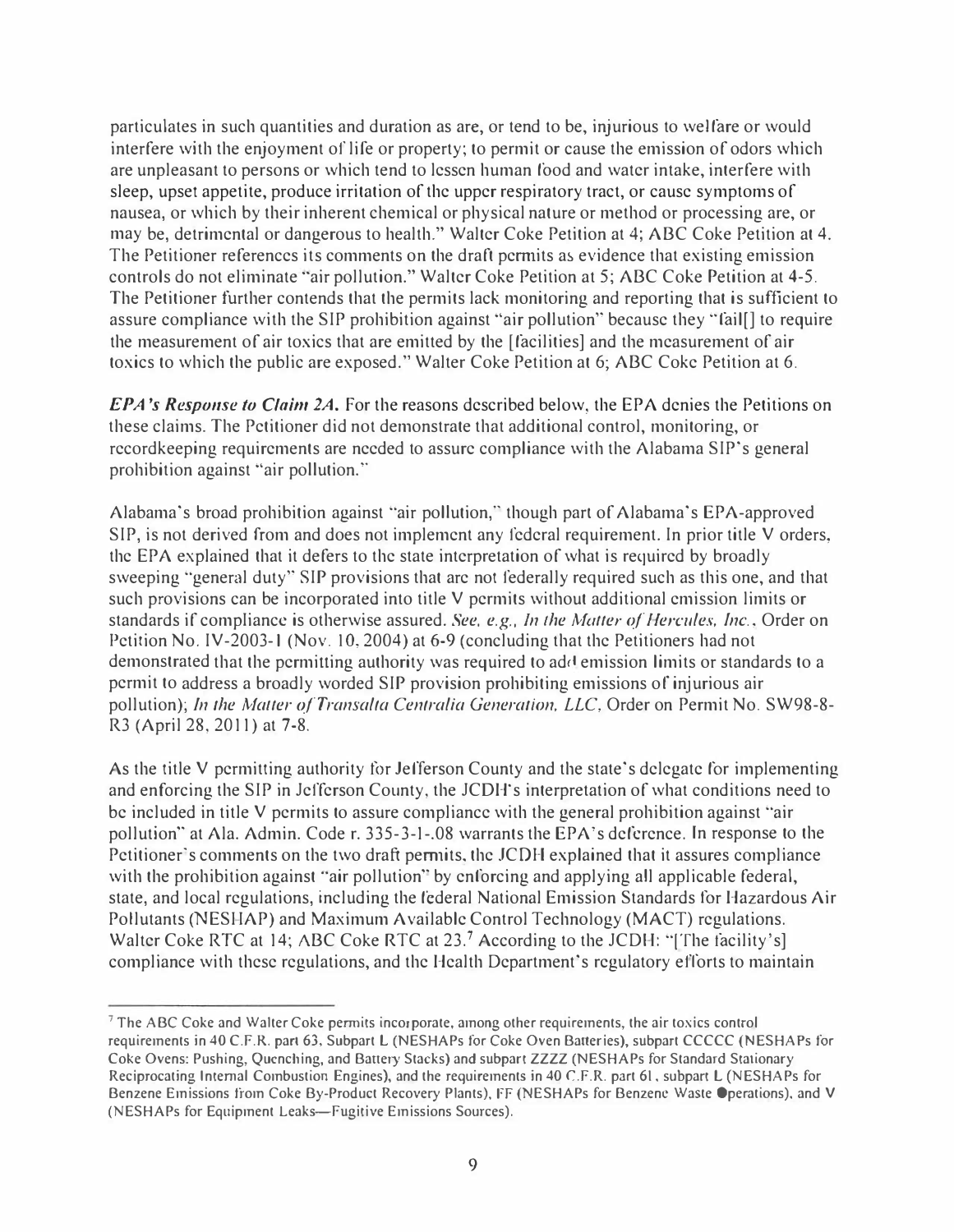particulates in such quantities and duration as are, or tend to be, injurious to welfare or would interfere with the enjoyment of life or property; to permit or cause the emission of odors which are unpleasant to persons or which tend to lessen human food and water intake, interfere with sleep, upset appetite, produce irritation of the upper respiratory tract, or cause symptoms of nausea, or which by their inherent chemical or physical nature or method or processing are, or may be, detrimental or dangerous to health." Walter Coke Petition at 4; ABC Coke Petition at 4. The Petitioner references its comments on the draft permits as evidence that existing emission controls do not eliminate "air pollution." Walter Coke Petition at 5; ABC Coke Petition at 4-5. The Petitioner further contends that the permits lack monitoring and reporting that is sufficient to assure compliance with the SIP prohibition against "air pollution" because they "fail[] to require the measurement of air toxics that are emitted by the [facilities] and the measurement of air toxics to which the public are exposed." Walter Coke Petition at 6; ABC Coke Petition at 6.

***EPA's Response to Claim 2A.*** For the reasons described below, the EPA denies the Petitions on these claims. The Petitioner did not demonstrate that additional control, monitoring, or recordkeeping requirements are needed to assure compliance with the Alabama SIP's general prohibition against "air pollution."

Alabama's broad prohibition against "air pollution," though part of Alabama's EPA-approved SIP, is not derived from and does not implement any federal requirement. In prior title V orders, the EPA explained that it defers to the state interpretation of what is required by broadly sweeping "general duty" SIP provisions that are not federally required such as this one, and that such provisions can be incorporated into title V permits without additional emission limits or standards if compliance is otherwise assured. *See, e.g., In the Matter of Hercules, Inc.*, Order on Petition No. IV-2003-1 (Nov. 10, 2004) at 6-9 (concluding that the Petitioners had not demonstrated that the permitting authority was required to add emission limits or standards to a permit to address a broadly worded SIP provision prohibiting emissions of injurious air pollution); *In the Matter of Transalta Centralia Generation, LLC*, Order on Permit No. SW98-8-R3 (April 28, 2011) at 7-8.

As the title V permitting authority for Jefferson County and the state's delegate for implementing and enforcing the SIP in Jefferson County, the JCDH's interpretation of what conditions need to be included in title V permits to assure compliance with the general prohibition against "air pollution" at Ala. Admin. Code r. 335-3-1-.08 warrants the EPA's deference. In response to the Petitioner's comments on the two draft permits, the JCDH explained that it assures compliance with the prohibition against "air pollution" by enforcing and applying all applicable federal, state, and local regulations, including the federal National Emission Standards for Hazardous Air Pollutants (NESHAP) and Maximum Available Control Technology (MACT) regulations. Walter Coke RTC at 14; ABC Coke RTC at 23.[7] According to the JCDH: "[The facility's] compliance with these regulations, and the Health Department's regulatory efforts to maintain

[7] The ABC Coke and Walter Coke permits incorporate, among other requirements, the air toxics control requirements in 40 C.F.R. part 63, Subpart L (NESHAPs for Coke Oven Batteries), subpart CCCCC (NESHAPs for Coke Ovens: Pushing, Quenching, and Battery Stacks) and subpart ZZZZ (NESHAPs for Standard Stationary Reciprocating Internal Combustion Engines), and the requirements in 40 C.F.R. part 61, subpart L (NESHAPs for Benzene Emissions from Coke By-Product Recovery Plants), FF (NESHAPs for Benzene Waste Operations), and V (NESHAPs for Equipment Leaks—Fugitive Emissions Sources).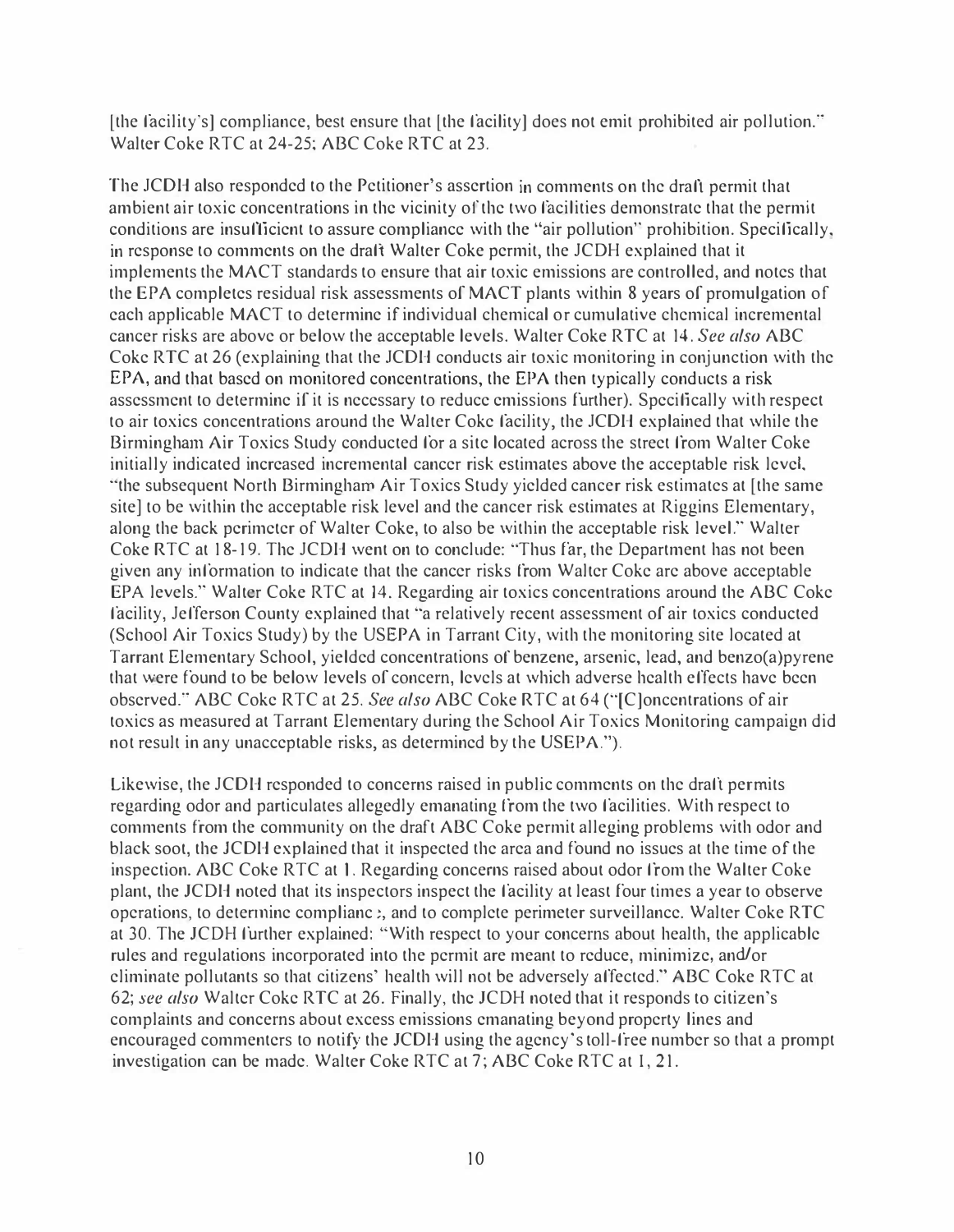[the facility's] compliance, best ensure that [the facility] does not emit prohibited air pollution." Walter Coke RTC at 24-25; ABC Coke RTC at 23.

The JCDH also responded to the Petitioner's assertion in comments on the draft permit that ambient air toxic concentrations in the vicinity of the two facilities demonstrate that the permit conditions are insufficient to assure compliance with the "air pollution" prohibition. Specifically, in response to comments on the draft Walter Coke permit, the JCDH explained that it implements the MACT standards to ensure that air toxic emissions are controlled, and notes that the EPA completes residual risk assessments of MACT plants within 8 years of promulgation of each applicable MACT to determine if individual chemical or cumulative chemical incremental cancer risks are above or below the acceptable levels. Walter Coke RTC at 14. *See also* ABC Coke RTC at 26 (explaining that the JCDH conducts air toxic monitoring in conjunction with the EPA, and that based on monitored concentrations, the EPA then typically conducts a risk assessment to determine if it is necessary to reduce emissions further). Specifically with respect to air toxics concentrations around the Walter Coke facility, the JCDH explained that while the Birmingham Air Toxics Study conducted for a site located across the street from Walter Coke initially indicated increased incremental cancer risk estimates above the acceptable risk level, "the subsequent North Birmingham Air Toxics Study yielded cancer risk estimates at [the same site] to be within the acceptable risk level and the cancer risk estimates at Riggins Elementary, along the back perimeter of Walter Coke, to also be within the acceptable risk level." Walter Coke RTC at 18-19. The JCDH went on to conclude: "Thus far, the Department has not been given any information to indicate that the cancer risks from Walter Coke are above acceptable EPA levels." Walter Coke RTC at 14. Regarding air toxics concentrations around the ABC Coke facility, Jefferson County explained that "a relatively recent assessment of air toxics conducted (School Air Toxics Study) by the USEPA in Tarrant City, with the monitoring site located at Tarrant Elementary School, yielded concentrations of benzene, arsenic, lead, and benzo(a)pyrene that were found to be below levels of concern, levels at which adverse health effects have been observed." ABC Coke RTC at 25. *See also* ABC Coke RTC at 64 ("[C]oncentrations of air toxics as measured at Tarrant Elementary during the School Air Toxics Monitoring campaign did not result in any unacceptable risks, as determined by the USEPA.").

Likewise, the JCDH responded to concerns raised in public comments on the draft permits regarding odor and particulates allegedly emanating from the two facilities. With respect to comments from the community on the draft ABC Coke permit alleging problems with odor and black soot, the JCDH explained that it inspected the area and found no issues at the time of the inspection. ABC Coke RTC at 1. Regarding concerns raised about odor from the Walter Coke plant, the JCDH noted that its inspectors inspect the facility at least four times a year to observe operations, to determine compliance, and to complete perimeter surveillance. Walter Coke RTC at 30. The JCDH further explained: "With respect to your concerns about health, the applicable rules and regulations incorporated into the permit are meant to reduce, minimize, and/or eliminate pollutants so that citizens' health will not be adversely affected." ABC Coke RTC at 62; *see also* Walter Coke RTC at 26. Finally, the JCDH noted that it responds to citizen's complaints and concerns about excess emissions emanating beyond property lines and encouraged commenters to notify the JCDH using the agency's toll-free number so that a prompt investigation can be made. Walter Coke RTC at 7; ABC Coke RTC at 1, 21.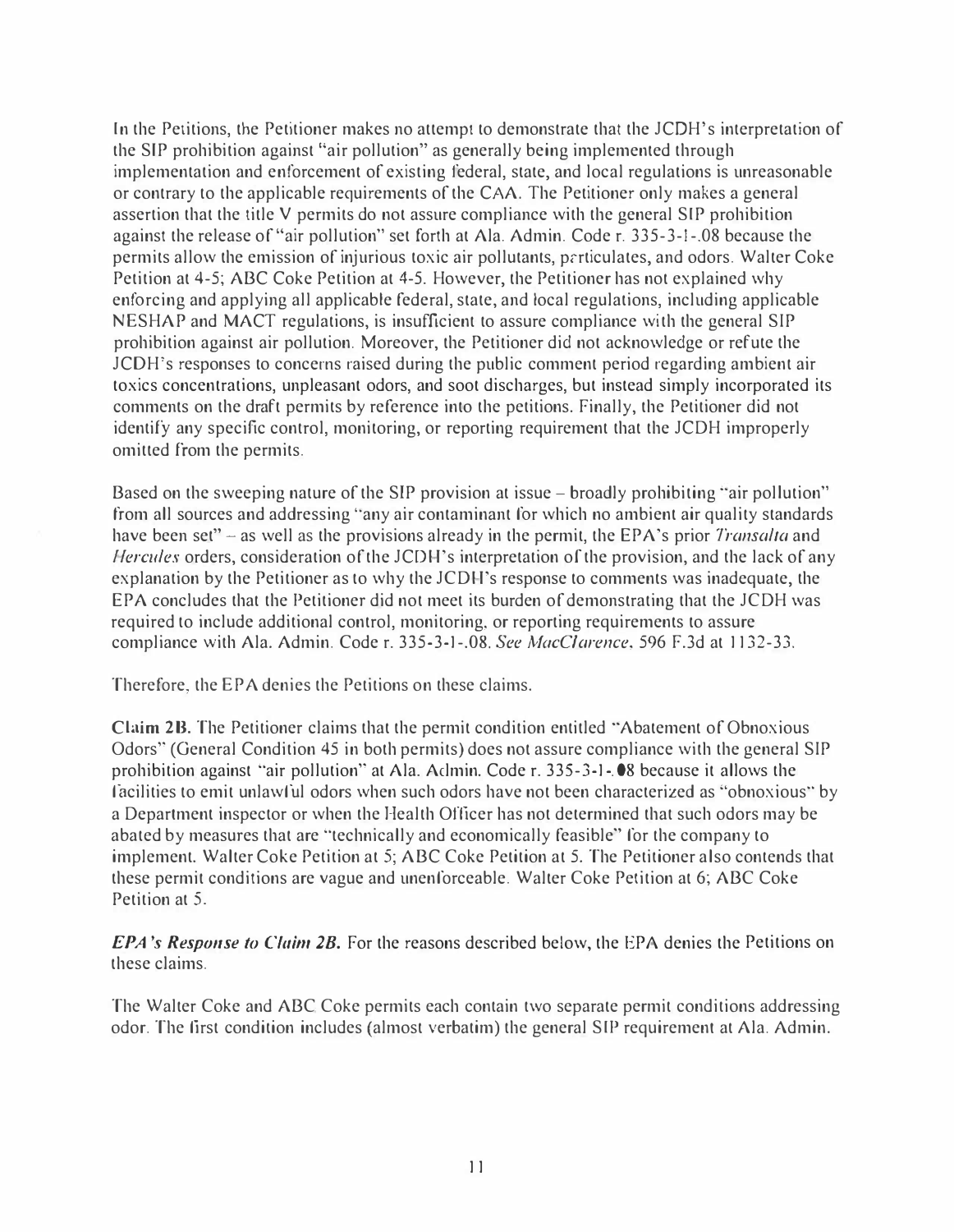In the Petitions, the Petitioner makes no attempt to demonstrate that the JCDH's interpretation of the SIP prohibition against "air pollution" as generally being implemented through implementation and enforcement of existing federal, state, and local regulations is unreasonable or contrary to the applicable requirements of the CAA. The Petitioner only makes a general assertion that the title V permits do not assure compliance with the general SIP prohibition against the release of "air pollution" set forth at Ala. Admin. Code r. 335-3-1-.08 because the permits allow the emission of injurious toxic air pollutants, particulates, and odors. Walter Coke Petition at 4-5; ABC Coke Petition at 4-5. However, the Petitioner has not explained why enforcing and applying all applicable federal, state, and local regulations, including applicable NESHAP and MACT regulations, is insufficient to assure compliance with the general SIP prohibition against air pollution. Moreover, the Petitioner did not acknowledge or refute the JCDH's responses to concerns raised during the public comment period regarding ambient air toxics concentrations, unpleasant odors, and soot discharges, but instead simply incorporated its comments on the draft permits by reference into the petitions. Finally, the Petitioner did not identify any specific control, monitoring, or reporting requirement that the JCDH improperly omitted from the permits.

Based on the sweeping nature of the SIP provision at issue – broadly prohibiting "air pollution" from all sources and addressing "any air contaminant for which no ambient air quality standards have been set" – as well as the provisions already in the permit, the EPA's prior *Transalta* and *Hercules* orders, consideration of the JCDH's interpretation of the provision, and the lack of any explanation by the Petitioner as to why the JCDH's response to comments was inadequate, the EPA concludes that the Petitioner did not meet its burden of demonstrating that the JCDH was required to include additional control, monitoring, or reporting requirements to assure compliance with Ala. Admin. Code r. 335-3-1-.08. *See MacClarence*, 596 F.3d at 1132-33.

Therefore, the EPA denies the Petitions on these claims.

**Claim 2B.** The Petitioner claims that the permit condition entitled "Abatement of Obnoxious Odors" (General Condition 45 in both permits) does not assure compliance with the general SIP prohibition against "air pollution" at Ala. Admin. Code r. 335-3-1-.08 because it allows the facilities to emit unlawful odors when such odors have not been characterized as "obnoxious" by a Department inspector or when the Health Officer has not determined that such odors may be abated by measures that are "technically and economically feasible" for the company to implement. Walter Coke Petition at 5; ABC Coke Petition at 5. The Petitioner also contends that these permit conditions are vague and unenforceable. Walter Coke Petition at 6; ABC Coke Petition at 5.

***EPA's Response to Claim 2B.*** For the reasons described below, the EPA denies the Petitions on these claims.

The Walter Coke and ABC Coke permits each contain two separate permit conditions addressing odor. The first condition includes (almost verbatim) the general SIP requirement at Ala. Admin.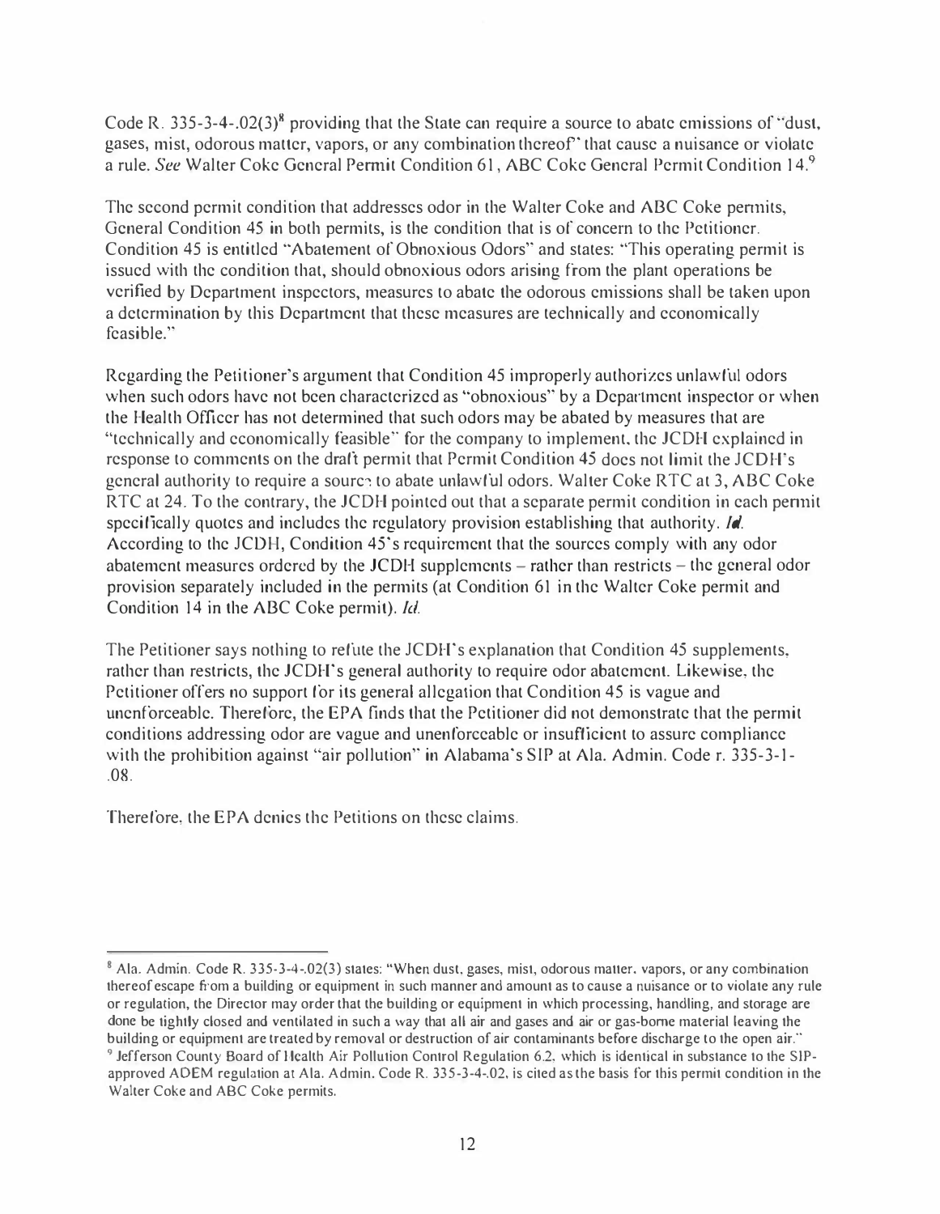Code R. 335-3-4-.02(3)[8] providing that the State can require a source to abate emissions of "dust, gases, mist, odorous matter, vapors, or any combination thereof" that cause a nuisance or violate a rule. *See* Walter Coke General Permit Condition 61, ABC Coke General Permit Condition 14.[9]

The second permit condition that addresses odor in the Walter Coke and ABC Coke permits, General Condition 45 in both permits, is the condition that is of concern to the Petitioner. Condition 45 is entitled "Abatement of Obnoxious Odors" and states: "This operating permit is issued with the condition that, should obnoxious odors arising from the plant operations be verified by Department inspectors, measures to abate the odorous emissions shall be taken upon a determination by this Department that these measures are technically and economically feasible."

Regarding the Petitioner's argument that Condition 45 improperly authorizes unlawful odors when such odors have not been characterized as "obnoxious" by a Department inspector or when the Health Officer has not determined that such odors may be abated by measures that are "technically and economically feasible" for the company to implement, the JCDH explained in response to comments on the draft permit that Permit Condition 45 does not limit the JCDH's general authority to require a source to abate unlawful odors. Walter Coke RTC at 3, ABC Coke RTC at 24. To the contrary, the JCDH pointed out that a separate permit condition in each permit specifically quotes and includes the regulatory provision establishing that authority. ***Id.*** According to the JCDH, Condition 45's requirement that the sources comply with any odor abatement measures ordered by the JCDH supplements – rather than restricts – the general odor provision separately included in the permits (at Condition 61 in the Walter Coke permit and Condition 14 in the ABC Coke permit). *Id.*

The Petitioner says nothing to refute the JCDH's explanation that Condition 45 supplements, rather than restricts, the JCDH's general authority to require odor abatement. Likewise, the Petitioner offers no support for its general allegation that Condition 45 is vague and unenforceable. Therefore, the EPA finds that the Petitioner did not demonstrate that the permit conditions addressing odor are vague and unenforceable or insufficient to assure compliance with the prohibition against "air pollution" in Alabama's SIP at Ala. Admin. Code r. 335-3-1-.08.

Therefore, the EPA denies the Petitions on these claims.

---

[8] Ala. Admin. Code R. 335-3-4-.02(3) states: "When dust, gases, mist, odorous matter, vapors, or any combination thereof escape from a building or equipment in such manner and amount as to cause a nuisance or to violate any rule or regulation, the Director may order that the building or equipment in which processing, handling, and storage are done be tightly closed and ventilated in such a way that all air and gases and air or gas-borne material leaving the building or equipment are treated by removal or destruction of air contaminants before discharge to the open air."

[9] Jefferson County Board of Health Air Pollution Control Regulation 6.2, which is identical in substance to the SIP-approved ADEM regulation at Ala. Admin. Code R. 335-3-4-.02, is cited as the basis for this permit condition in the Walter Coke and ABC Coke permits.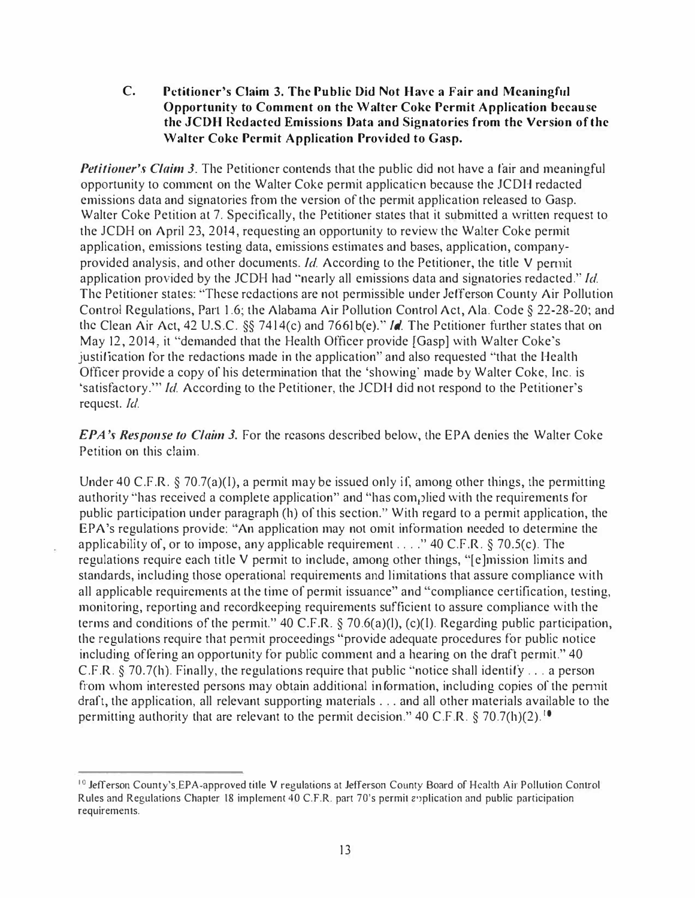### C. Petitioner's Claim 3. The Public Did Not Have a Fair and Meaningful Opportunity to Comment on the Walter Coke Permit Application because the JCDH Redacted Emissions Data and Signatories from the Version of the Walter Coke Permit Application Provided to Gasp.

***Petitioner's Claim 3.*** The Petitioner contends that the public did not have a fair and meaningful opportunity to comment on the Walter Coke permit application because the JCDH redacted emissions data and signatories from the version of the permit application released to Gasp. Walter Coke Petition at 7. Specifically, the Petitioner states that it submitted a written request to the JCDH on April 23, 2014, requesting an opportunity to review the Walter Coke permit application, emissions testing data, emissions estimates and bases, application, company-provided analysis, and other documents. *Id.* According to the Petitioner, the title V permit application provided by the JCDH had "nearly all emissions data and signatories redacted." *Id.* The Petitioner states: "These redactions are not permissible under Jefferson County Air Pollution Control Regulations, Part 1.6; the Alabama Air Pollution Control Act, Ala. Code § 22-28-20; and the Clean Air Act, 42 U.S.C. §§ 7414(c) and 7661b(e)." *Id.* The Petitioner further states that on May 12, 2014, it "demanded that the Health Officer provide [Gasp] with Walter Coke's justification for the redactions made in the application" and also requested "that the Health Officer provide a copy of his determination that the 'showing' made by Walter Coke, Inc. is 'satisfactory.'" *Id.* According to the Petitioner, the JCDH did not respond to the Petitioner's request. *Id.*

***EPA's Response to Claim 3.*** For the reasons described below, the EPA denies the Walter Coke Petition on this claim.

Under 40 C.F.R. § 70.7(a)(1), a permit may be issued only if, among other things, the permitting authority "has received a complete application" and "has complied with the requirements for public participation under paragraph (h) of this section." With regard to a permit application, the EPA's regulations provide: "An application may not omit information needed to determine the applicability of, or to impose, any applicable requirement . . . ." 40 C.F.R. § 70.5(c). The regulations require each title V permit to include, among other things, "[e]mission limits and standards, including those operational requirements and limitations that assure compliance with all applicable requirements at the time of permit issuance" and "compliance certification, testing, monitoring, reporting and recordkeeping requirements sufficient to assure compliance with the terms and conditions of the permit." 40 C.F.R. § 70.6(a)(1), (c)(1). Regarding public participation, the regulations require that permit proceedings "provide adequate procedures for public notice including offering an opportunity for public comment and a hearing on the draft permit." 40 C.F.R. § 70.7(h). Finally, the regulations require that public "notice shall identify . . . a person from whom interested persons may obtain additional information, including copies of the permit draft, the application, all relevant supporting materials . . . and all other materials available to the permitting authority that are relevant to the permit decision." 40 C.F.R. § 70.7(h)(2).[10]

---

[10] Jefferson County's EPA-approved title V regulations at Jefferson County Board of Health Air Pollution Control Rules and Regulations Chapter 18 implement 40 C.F.R. part 70's permit application and public participation requirements.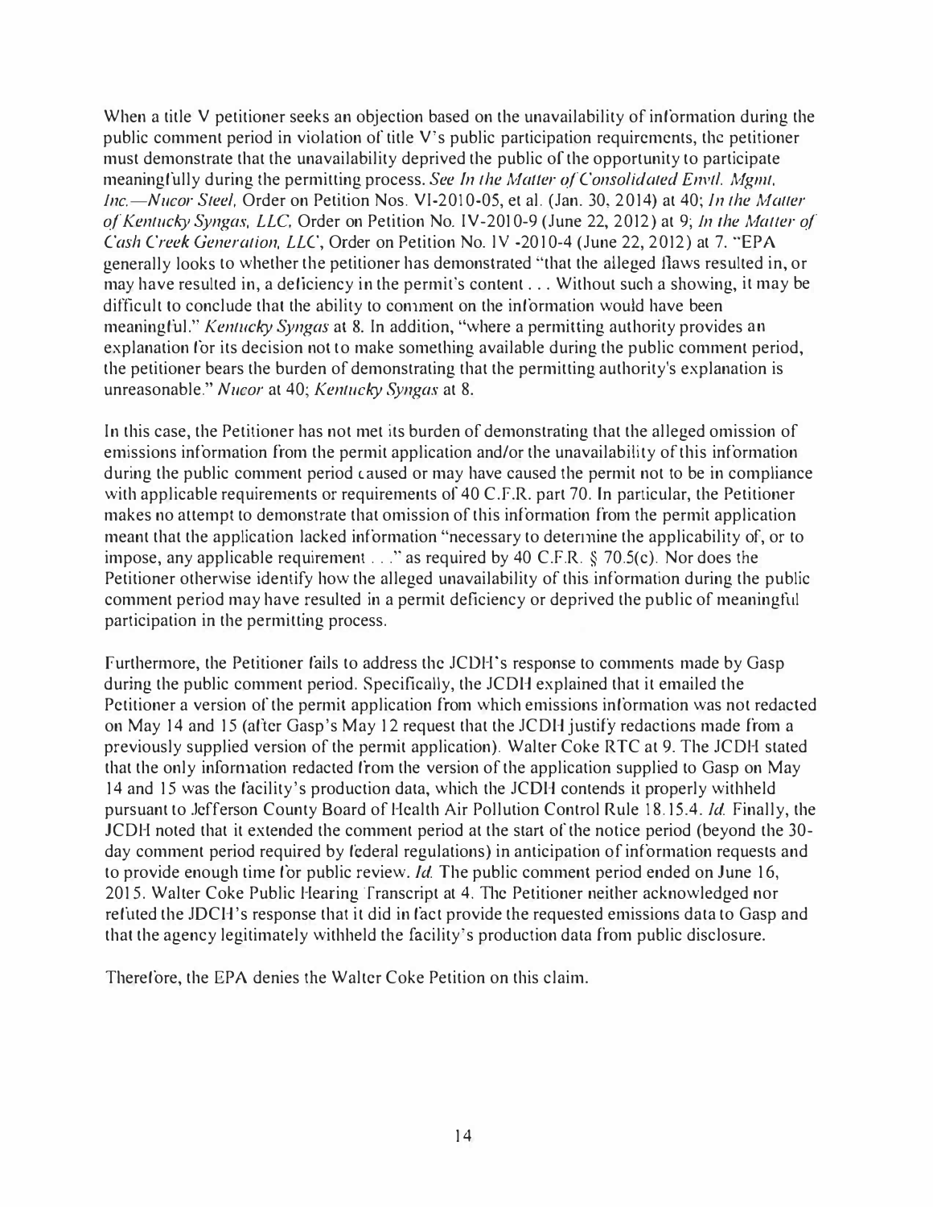When a title V petitioner seeks an objection based on the unavailability of information during the public comment period in violation of title V's public participation requirements, the petitioner must demonstrate that the unavailability deprived the public of the opportunity to participate meaningfully during the permitting process. *See In the Matter of Consolidated Envtl. Mgmt. Inc.—Nucor Steel*, Order on Petition Nos. VI-2010-05, et al. (Jan. 30, 2014) at 40; *In the Matter of Kentucky Syngas, LLC*, Order on Petition No. IV-2010-9 (June 22, 2012) at 9; *In the Matter of Cash Creek Generation, LLC*, Order on Petition No. IV -2010-4 (June 22, 2012) at 7. "EPA generally looks to whether the petitioner has demonstrated "that the alleged flaws resulted in, or may have resulted in, a deficiency in the permit's content . . . Without such a showing, it may be difficult to conclude that the ability to comment on the information would have been meaningful." *Kentucky Syngas* at 8. In addition, "where a permitting authority provides an explanation for its decision not to make something available during the public comment period, the petitioner bears the burden of demonstrating that the permitting authority's explanation is unreasonable." *Nucor* at 40; *Kentucky Syngas* at 8.

In this case, the Petitioner has not met its burden of demonstrating that the alleged omission of emissions information from the permit application and/or the unavailability of this information during the public comment period caused or may have caused the permit not to be in compliance with applicable requirements or requirements of 40 C.F.R. part 70. In particular, the Petitioner makes no attempt to demonstrate that omission of this information from the permit application meant that the application lacked information "necessary to determine the applicability of, or to impose, any applicable requirement . . ." as required by 40 C.F.R. § 70.5(c). Nor does the Petitioner otherwise identify how the alleged unavailability of this information during the public comment period may have resulted in a permit deficiency or deprived the public of meaningful participation in the permitting process.

Furthermore, the Petitioner fails to address the JCDH's response to comments made by Gasp during the public comment period. Specifically, the JCDH explained that it emailed the Petitioner a version of the permit application from which emissions information was not redacted on May 14 and 15 (after Gasp's May 12 request that the JCDH justify redactions made from a previously supplied version of the permit application). Walter Coke RTC at 9. The JCDH stated that the only information redacted from the version of the application supplied to Gasp on May 14 and 15 was the facility's production data, which the JCDH contends it properly withheld pursuant to Jefferson County Board of Health Air Pollution Control Rule 18.15.4. *Id.* Finally, the JCDH noted that it extended the comment period at the start of the notice period (beyond the 30-day comment period required by federal regulations) in anticipation of information requests and to provide enough time for public review. *Id.* The public comment period ended on June 16, 2015. Walter Coke Public Hearing Transcript at 4. The Petitioner neither acknowledged nor refuted the JDCH's response that it did in fact provide the requested emissions data to Gasp and that the agency legitimately withheld the facility's production data from public disclosure.

Therefore, the EPA denies the Walter Coke Petition on this claim.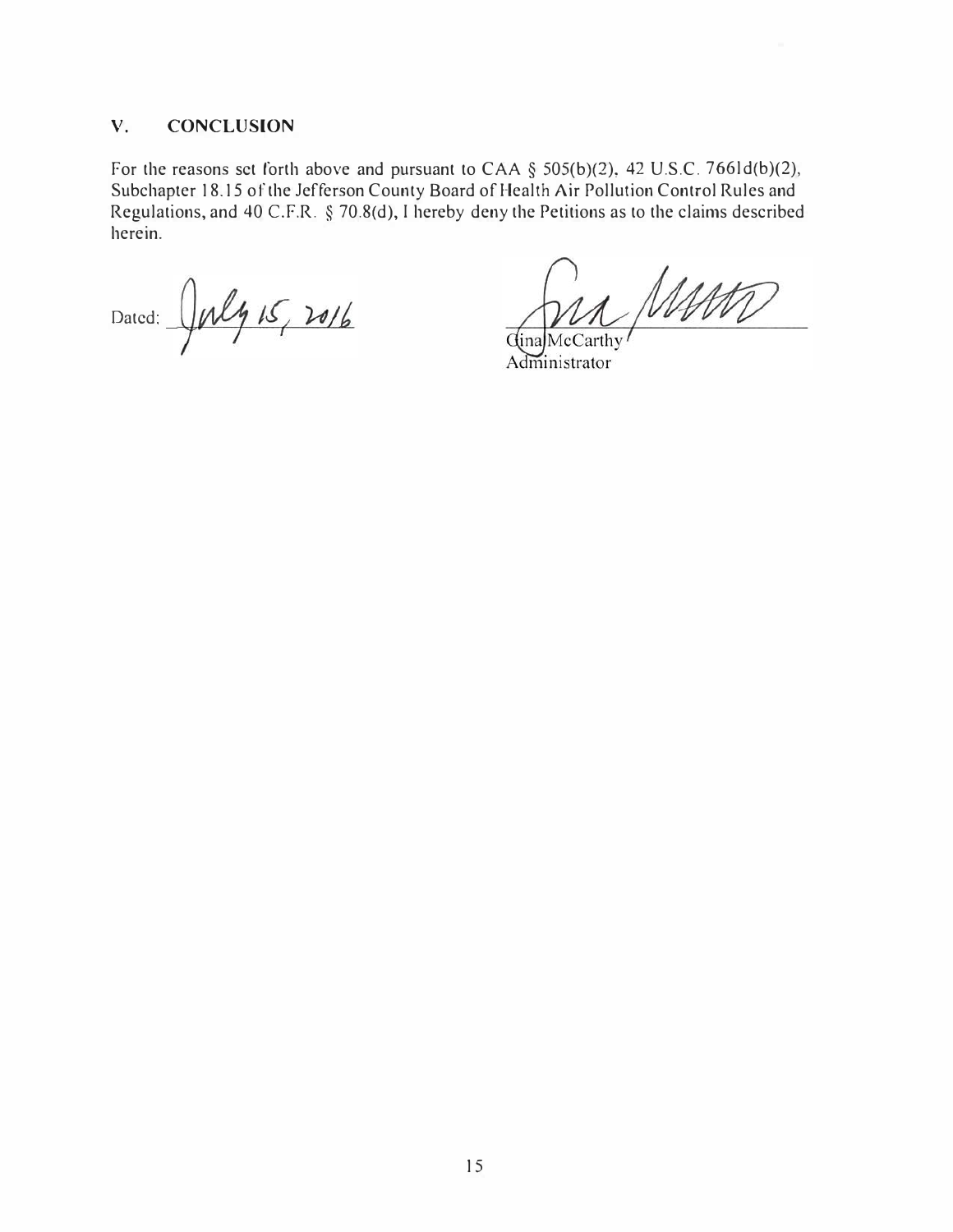## V. CONCLUSION

For the reasons set forth above and pursuant to CAA § 505(b)(2), 42 U.S.C. 7661d(b)(2), Subchapter 18.15 of the Jefferson County Board of Health Air Pollution Control Rules and Regulations, and 40 C.F.R. § 70.8(d), I hereby deny the Petitions as to the claims described herein.

Dated: July 15, 2016

Gina McCarthy
Administrator